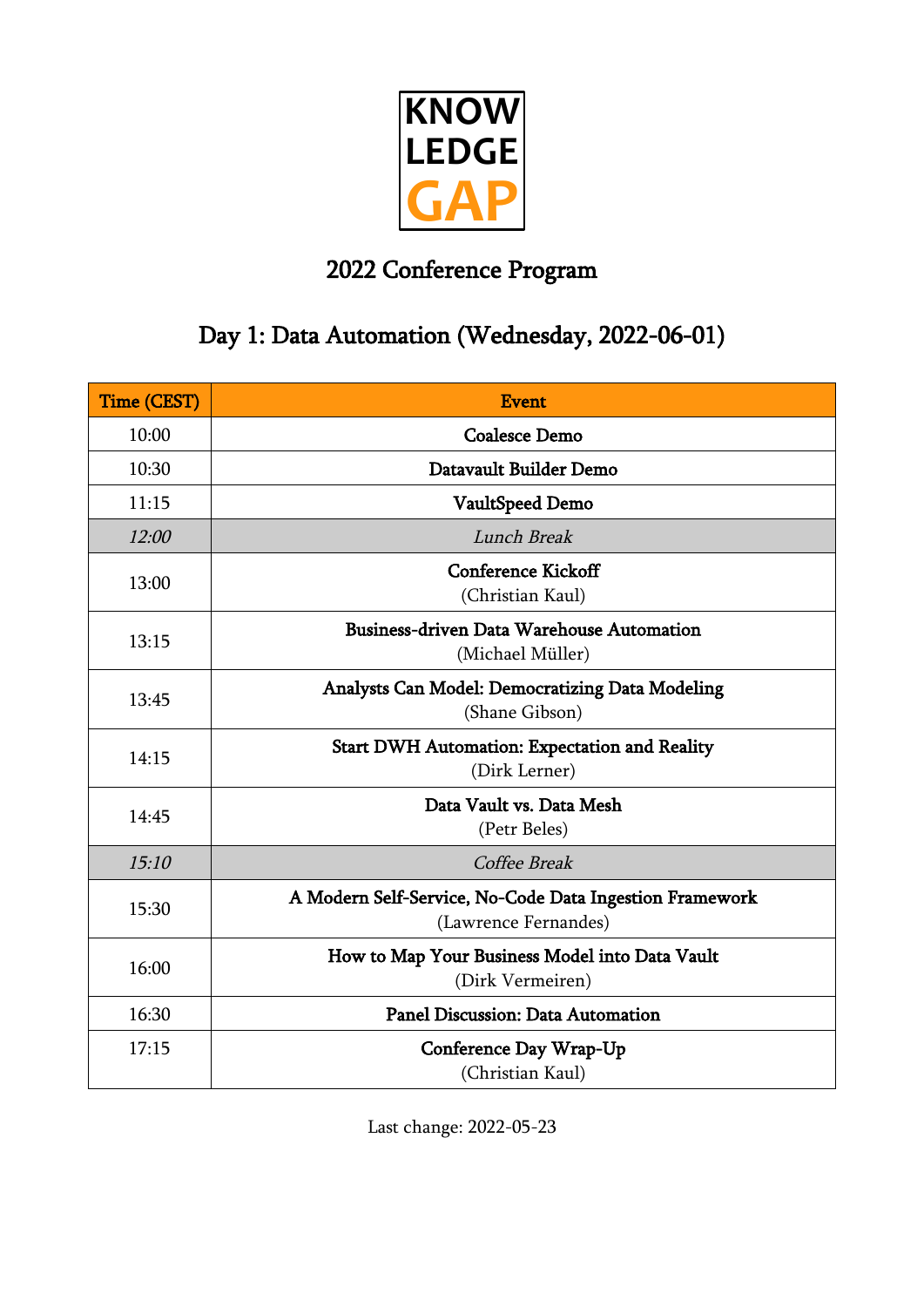KNOW
LEDGE
GAP

# 2022 Conference Program

## Day 1: Data Automation (Wednesday, 2022-06-01)

| Time (CEST) | Event |
|---|---|
| 10:00 | **Coalesce Demo** |
| 10:30 | **Datavault Builder Demo** |
| 11:15 | **VaultSpeed Demo** |
| *12:00* | *Lunch Break* |
| 13:00 | **Conference Kickoff**<br>(Christian Kaul) |
| 13:15 | **Business-driven Data Warehouse Automation**<br>(Michael Müller) |
| 13:45 | **Analysts Can Model: Democratizing Data Modeling**<br>(Shane Gibson) |
| 14:15 | **Start DWH Automation: Expectation and Reality**<br>(Dirk Lerner) |
| 14:45 | **Data Vault vs. Data Mesh**<br>(Petr Beles) |
| *15:10* | *Coffee Break* |
| 15:30 | **A Modern Self-Service, No-Code Data Ingestion Framework**<br>(Lawrence Fernandes) |
| 16:00 | **How to Map Your Business Model into Data Vault**<br>(Dirk Vermeiren) |
| 16:30 | **Panel Discussion: Data Automation** |
| 17:15 | **Conference Day Wrap-Up**<br>(Christian Kaul) |

Last change: 2022-05-23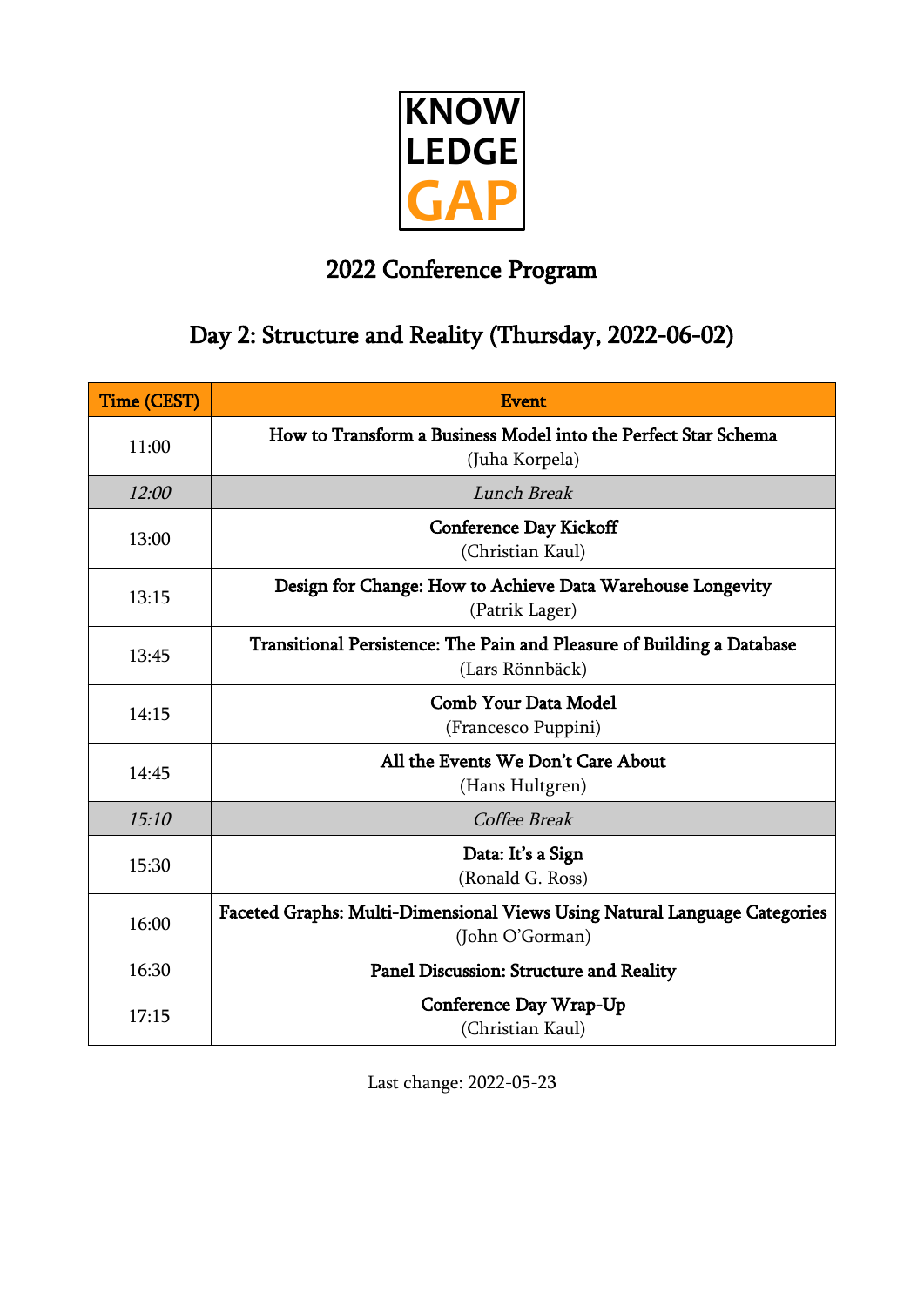KNOW
LEDGE
GAP

# 2022 Conference Program

## Day 2: Structure and Reality (Thursday, 2022-06-02)

| Time (CEST) | Event |
|---|---|
| 11:00 | **How to Transform a Business Model into the Perfect Star Schema** (Juha Korpela) |
| *12:00* | *Lunch Break* |
| 13:00 | **Conference Day Kickoff** (Christian Kaul) |
| 13:15 | **Design for Change: How to Achieve Data Warehouse Longevity** (Patrik Lager) |
| 13:45 | **Transitional Persistence: The Pain and Pleasure of Building a Database** (Lars Rönnbäck) |
| 14:15 | **Comb Your Data Model** (Francesco Puppini) |
| 14:45 | **All the Events We Don't Care About** (Hans Hultgren) |
| *15:10* | *Coffee Break* |
| 15:30 | **Data: It's a Sign** (Ronald G. Ross) |
| 16:00 | **Faceted Graphs: Multi-Dimensional Views Using Natural Language Categories** (John O'Gorman) |
| 16:30 | **Panel Discussion: Structure and Reality** |
| 17:15 | **Conference Day Wrap-Up** (Christian Kaul) |

Last change: 2022-05-23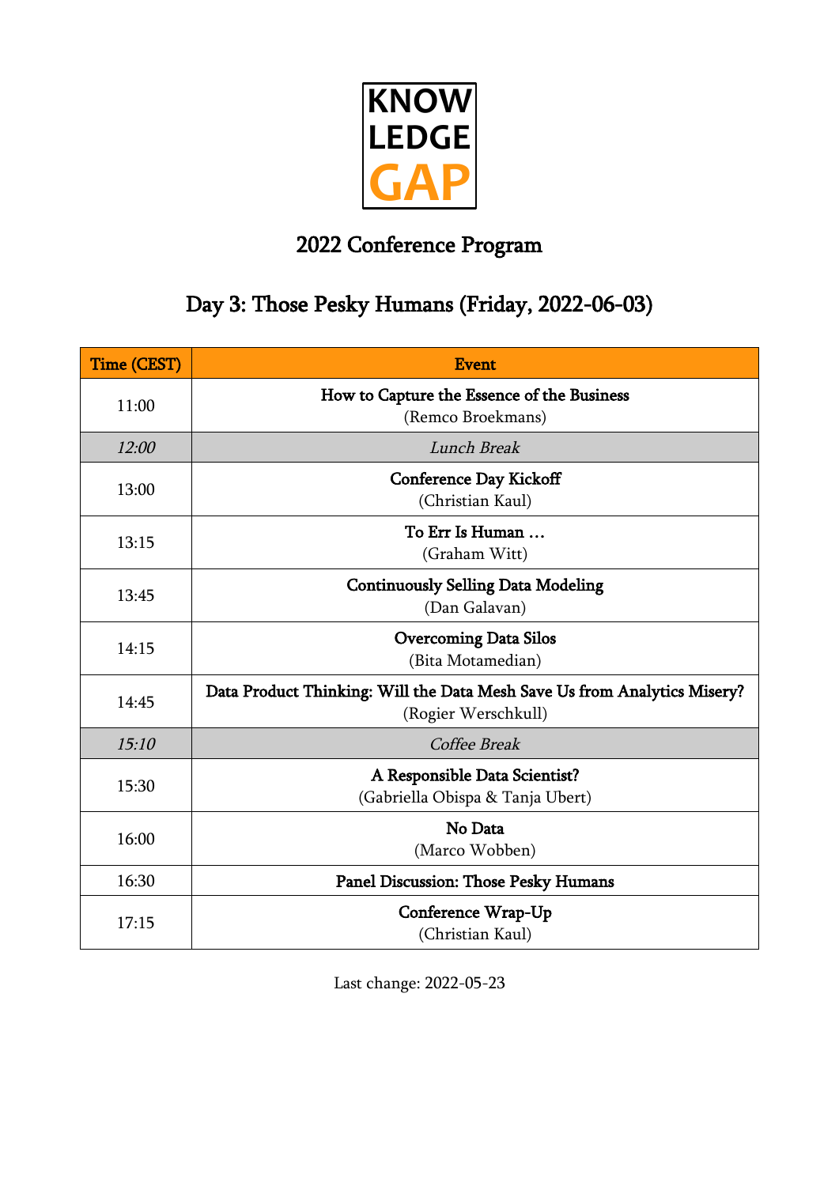KNOW
LEDGE
GAP

# 2022 Conference Program

## Day 3: Those Pesky Humans (Friday, 2022-06-03)

| Time (CEST) | Event |
| --- | --- |
| 11:00 | **How to Capture the Essence of the Business** (Remco Broekmans) |
| *12:00* | *Lunch Break* |
| 13:00 | **Conference Day Kickoff** (Christian Kaul) |
| 13:15 | **To Err Is Human …** (Graham Witt) |
| 13:45 | **Continuously Selling Data Modeling** (Dan Galavan) |
| 14:15 | **Overcoming Data Silos** (Bita Motamedian) |
| 14:45 | **Data Product Thinking: Will the Data Mesh Save Us from Analytics Misery?** (Rogier Werschkull) |
| *15:10* | *Coffee Break* |
| 15:30 | **A Responsible Data Scientist?** (Gabriella Obispa & Tanja Ubert) |
| 16:00 | **No Data** (Marco Wobben) |
| 16:30 | **Panel Discussion: Those Pesky Humans** |
| 17:15 | **Conference Wrap-Up** (Christian Kaul) |

Last change: 2022-05-23